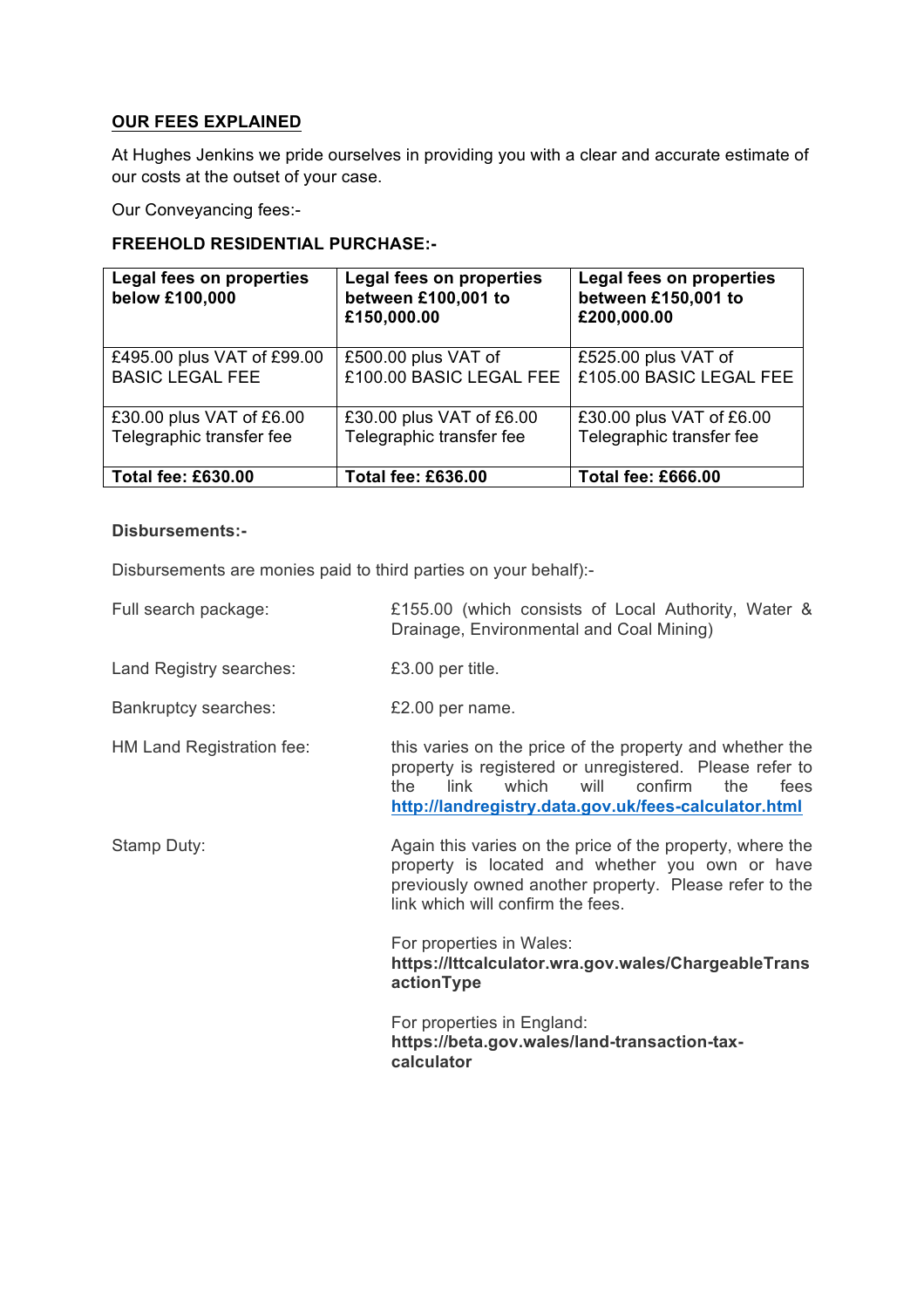## OUR FEES EXPLAINED

At Hughes Jenkins we pride ourselves in providing you with a clear and accurate estimate of our costs at the outset of your case.

Our Conveyancing fees:-

### FREEHOLD RESIDENTIAL PURCHASE:-

| **Legal fees on properties below £100,000** | **Legal fees on properties between £100,001 to £150,000.00** | **Legal fees on properties between £150,001 to £200,000.00** |
|---|---|---|
| £495.00 plus VAT of £99.00 BASIC LEGAL FEE | £500.00 plus VAT of £100.00 BASIC LEGAL FEE | £525.00 plus VAT of £105.00 BASIC LEGAL FEE |
| £30.00 plus VAT of £6.00 Telegraphic transfer fee | £30.00 plus VAT of £6.00 Telegraphic transfer fee | £30.00 plus VAT of £6.00 Telegraphic transfer fee |
| **Total fee: £630.00** | **Total fee: £636.00** | **Total fee: £666.00** |

**Disbursements:-**

Disbursements are monies paid to third parties on your behalf):-

Full search package: £155.00 (which consists of Local Authority, Water & Drainage, Environmental and Coal Mining)

Land Registry searches: £3.00 per title.

Bankruptcy searches: £2.00 per name.

HM Land Registration fee: this varies on the price of the property and whether the property is registered or unregistered. Please refer to the link which will confirm the fees **http://landregistry.data.gov.uk/fees-calculator.html**

Stamp Duty: Again this varies on the price of the property, where the property is located and whether you own or have previously owned another property. Please refer to the link which will confirm the fees.

For properties in Wales:
**https://lttcalculator.wra.gov.wales/ChargeableTransactionType**

For properties in England:
**https://beta.gov.wales/land-transaction-tax-calculator**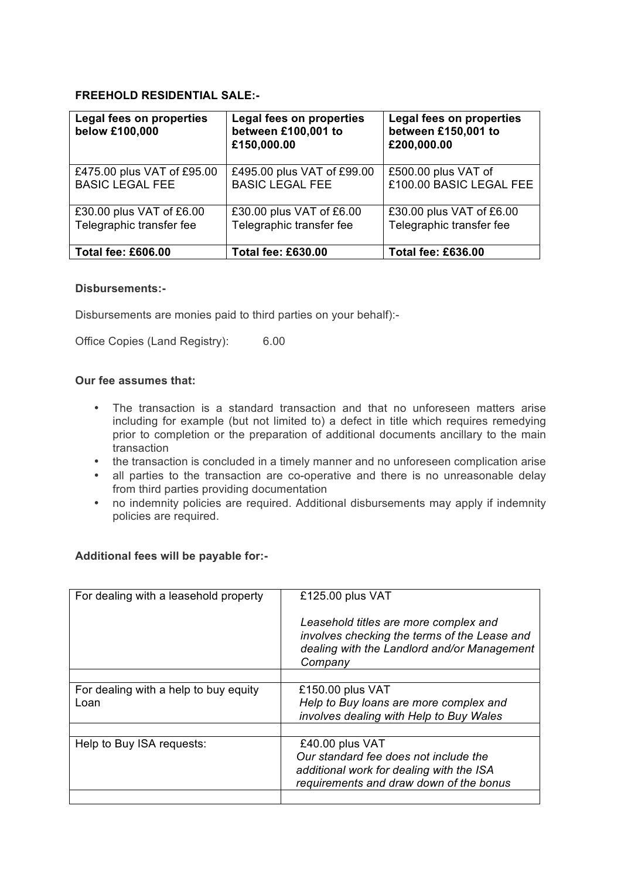**FREEHOLD RESIDENTIAL SALE:-**

| **Legal fees on properties below £100,000** | **Legal fees on properties between £100,001 to £150,000.00** | **Legal fees on properties between £150,001 to £200,000.00** |
|---|---|---|
| £475.00 plus VAT of £95.00 BASIC LEGAL FEE | £495.00 plus VAT of £99.00 BASIC LEGAL FEE | £500.00 plus VAT of £100.00 BASIC LEGAL FEE |
| £30.00 plus VAT of £6.00 Telegraphic transfer fee | £30.00 plus VAT of £6.00 Telegraphic transfer fee | £30.00 plus VAT of £6.00 Telegraphic transfer fee |
| **Total fee: £606.00** | **Total fee: £630.00** | **Total fee: £636.00** |

**Disbursements:-**

Disbursements are monies paid to third parties on your behalf):-

Office Copies (Land Registry): 6.00

**Our fee assumes that:**

- The transaction is a standard transaction and that no unforeseen matters arise including for example (but not limited to) a defect in title which requires remedying prior to completion or the preparation of additional documents ancillary to the main transaction
- the transaction is concluded in a timely manner and no unforeseen complication arise
- all parties to the transaction are co-operative and there is no unreasonable delay from third parties providing documentation
- no indemnity policies are required. Additional disbursements may apply if indemnity policies are required.

**Additional fees will be payable for:-**

| | |
|---|---|
| For dealing with a leasehold property | £125.00 plus VAT<br><br>*Leasehold titles are more complex and involves checking the terms of the Lease and dealing with the Landlord and/or Management Company* |
| | |
| For dealing with a help to buy equity Loan | £150.00 plus VAT<br>*Help to Buy loans are more complex and involves dealing with Help to Buy Wales* |
| | |
| Help to Buy ISA requests: | £40.00 plus VAT<br>*Our standard fee does not include the additional work for dealing with the ISA requirements and draw down of the bonus* |
| | |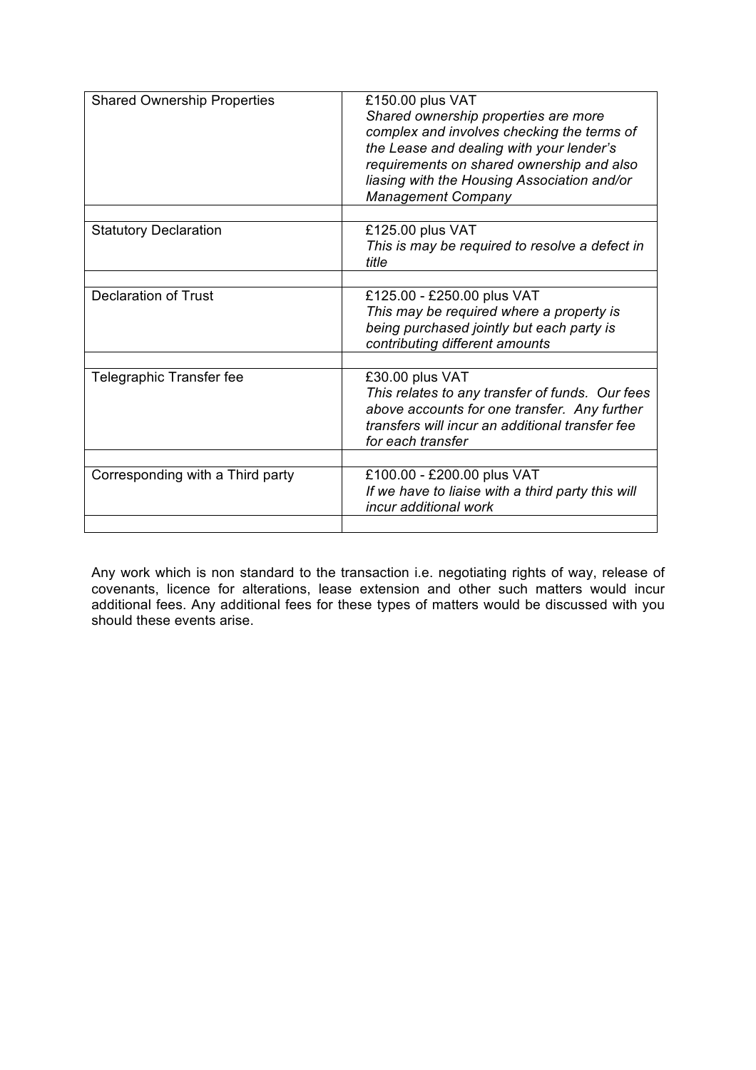| | |
|---|---|
| Shared Ownership Properties | £150.00 plus VAT<br>*Shared ownership properties are more complex and involves checking the terms of the Lease and dealing with your lender's requirements on shared ownership and also liasing with the Housing Association and/or Management Company* |
| | |
| Statutory Declaration | £125.00 plus VAT<br>*This is may be required to resolve a defect in title* |
| | |
| Declaration of Trust | £125.00 - £250.00 plus VAT<br>*This may be required where a property is being purchased jointly but each party is contributing different amounts* |
| | |
| Telegraphic Transfer fee | £30.00 plus VAT<br>*This relates to any transfer of funds. Our fees above accounts for one transfer. Any further transfers will incur an additional transfer fee for each transfer* |
| | |
| Corresponding with a Third party | £100.00 - £200.00 plus VAT<br>*If we have to liaise with a third party this will incur additional work* |
| | |

Any work which is non standard to the transaction i.e. negotiating rights of way, release of covenants, licence for alterations, lease extension and other such matters would incur additional fees. Any additional fees for these types of matters would be discussed with you should these events arise.